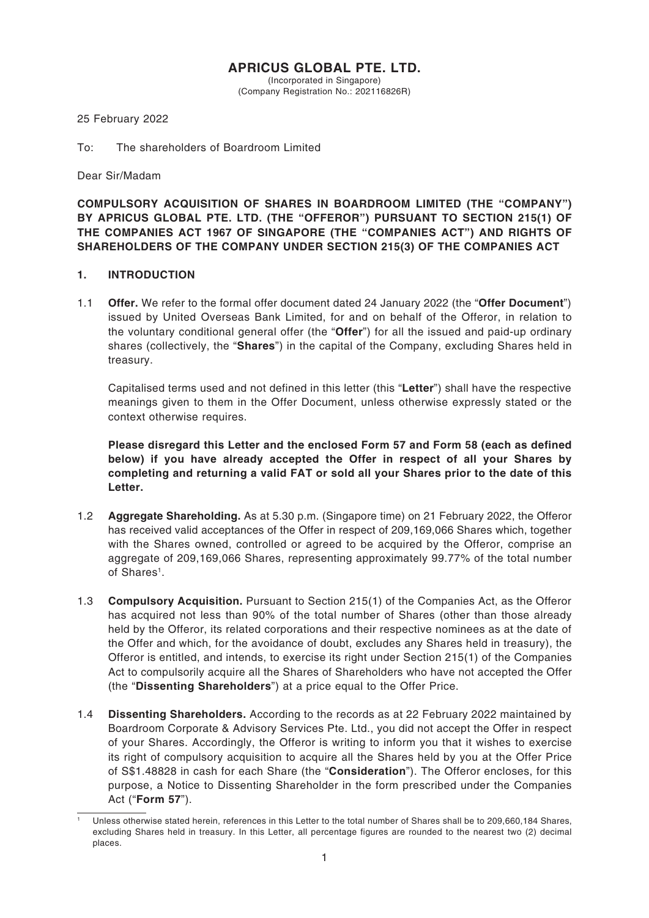# APRICUS GLOBAL PTE. LTD.

(Incorporated in Singapore)
(Company Registration No.: 202116826R)

25 February 2022

To: The shareholders of Boardroom Limited

Dear Sir/Madam

**COMPULSORY ACQUISITION OF SHARES IN BOARDROOM LIMITED (THE "COMPANY") BY APRICUS GLOBAL PTE. LTD. (THE "OFFEROR") PURSUANT TO SECTION 215(1) OF THE COMPANIES ACT 1967 OF SINGAPORE (THE "COMPANIES ACT") AND RIGHTS OF SHAREHOLDERS OF THE COMPANY UNDER SECTION 215(3) OF THE COMPANIES ACT**

## 1. INTRODUCTION

1.1 **Offer.** We refer to the formal offer document dated 24 January 2022 (the "**Offer Document**") issued by United Overseas Bank Limited, for and on behalf of the Offeror, in relation to the voluntary conditional general offer (the "**Offer**") for all the issued and paid-up ordinary shares (collectively, the "**Shares**") in the capital of the Company, excluding Shares held in treasury.

Capitalised terms used and not defined in this letter (this "**Letter**") shall have the respective meanings given to them in the Offer Document, unless otherwise expressly stated or the context otherwise requires.

**Please disregard this Letter and the enclosed Form 57 and Form 58 (each as defined below) if you have already accepted the Offer in respect of all your Shares by completing and returning a valid FAT or sold all your Shares prior to the date of this Letter.**

1.2 **Aggregate Shareholding.** As at 5.30 p.m. (Singapore time) on 21 February 2022, the Offeror has received valid acceptances of the Offer in respect of 209,169,066 Shares which, together with the Shares owned, controlled or agreed to be acquired by the Offeror, comprise an aggregate of 209,169,066 Shares, representing approximately 99.77% of the total number of Shares[1].

1.3 **Compulsory Acquisition.** Pursuant to Section 215(1) of the Companies Act, as the Offeror has acquired not less than 90% of the total number of Shares (other than those already held by the Offeror, its related corporations and their respective nominees as at the date of the Offer and which, for the avoidance of doubt, excludes any Shares held in treasury), the Offeror is entitled, and intends, to exercise its right under Section 215(1) of the Companies Act to compulsorily acquire all the Shares of Shareholders who have not accepted the Offer (the "**Dissenting Shareholders**") at a price equal to the Offer Price.

1.4 **Dissenting Shareholders.** According to the records as at 22 February 2022 maintained by Boardroom Corporate & Advisory Services Pte. Ltd., you did not accept the Offer in respect of your Shares. Accordingly, the Offeror is writing to inform you that it wishes to exercise its right of compulsory acquisition to acquire all the Shares held by you at the Offer Price of S$1.48828 in cash for each Share (the "**Consideration**"). The Offeror encloses, for this purpose, a Notice to Dissenting Shareholder in the form prescribed under the Companies Act ("**Form 57**").

[1] Unless otherwise stated herein, references in this Letter to the total number of Shares shall be to 209,660,184 Shares, excluding Shares held in treasury. In this Letter, all percentage figures are rounded to the nearest two (2) decimal places.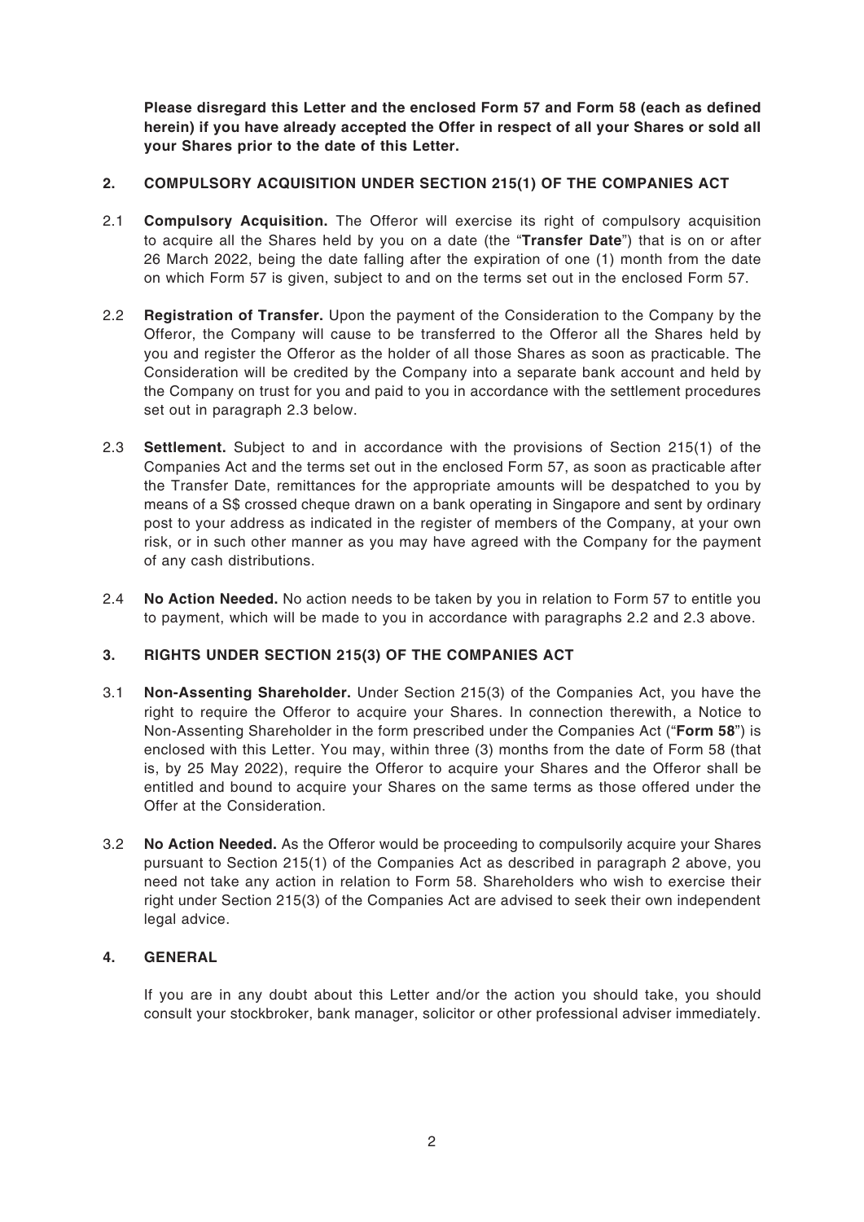**Please disregard this Letter and the enclosed Form 57 and Form 58 (each as defined herein) if you have already accepted the Offer in respect of all your Shares or sold all your Shares prior to the date of this Letter.**

## 2. COMPULSORY ACQUISITION UNDER SECTION 215(1) OF THE COMPANIES ACT

2.1 **Compulsory Acquisition.** The Offeror will exercise its right of compulsory acquisition to acquire all the Shares held by you on a date (the "**Transfer Date**") that is on or after 26 March 2022, being the date falling after the expiration of one (1) month from the date on which Form 57 is given, subject to and on the terms set out in the enclosed Form 57.

2.2 **Registration of Transfer.** Upon the payment of the Consideration to the Company by the Offeror, the Company will cause to be transferred to the Offeror all the Shares held by you and register the Offeror as the holder of all those Shares as soon as practicable. The Consideration will be credited by the Company into a separate bank account and held by the Company on trust for you and paid to you in accordance with the settlement procedures set out in paragraph 2.3 below.

2.3 **Settlement.** Subject to and in accordance with the provisions of Section 215(1) of the Companies Act and the terms set out in the enclosed Form 57, as soon as practicable after the Transfer Date, remittances for the appropriate amounts will be despatched to you by means of a S$ crossed cheque drawn on a bank operating in Singapore and sent by ordinary post to your address as indicated in the register of members of the Company, at your own risk, or in such other manner as you may have agreed with the Company for the payment of any cash distributions.

2.4 **No Action Needed.** No action needs to be taken by you in relation to Form 57 to entitle you to payment, which will be made to you in accordance with paragraphs 2.2 and 2.3 above.

## 3. RIGHTS UNDER SECTION 215(3) OF THE COMPANIES ACT

3.1 **Non-Assenting Shareholder.** Under Section 215(3) of the Companies Act, you have the right to require the Offeror to acquire your Shares. In connection therewith, a Notice to Non-Assenting Shareholder in the form prescribed under the Companies Act ("**Form 58**") is enclosed with this Letter. You may, within three (3) months from the date of Form 58 (that is, by 25 May 2022), require the Offeror to acquire your Shares and the Offeror shall be entitled and bound to acquire your Shares on the same terms as those offered under the Offer at the Consideration.

3.2 **No Action Needed.** As the Offeror would be proceeding to compulsorily acquire your Shares pursuant to Section 215(1) of the Companies Act as described in paragraph 2 above, you need not take any action in relation to Form 58. Shareholders who wish to exercise their right under Section 215(3) of the Companies Act are advised to seek their own independent legal advice.

## 4. GENERAL

If you are in any doubt about this Letter and/or the action you should take, you should consult your stockbroker, bank manager, solicitor or other professional adviser immediately.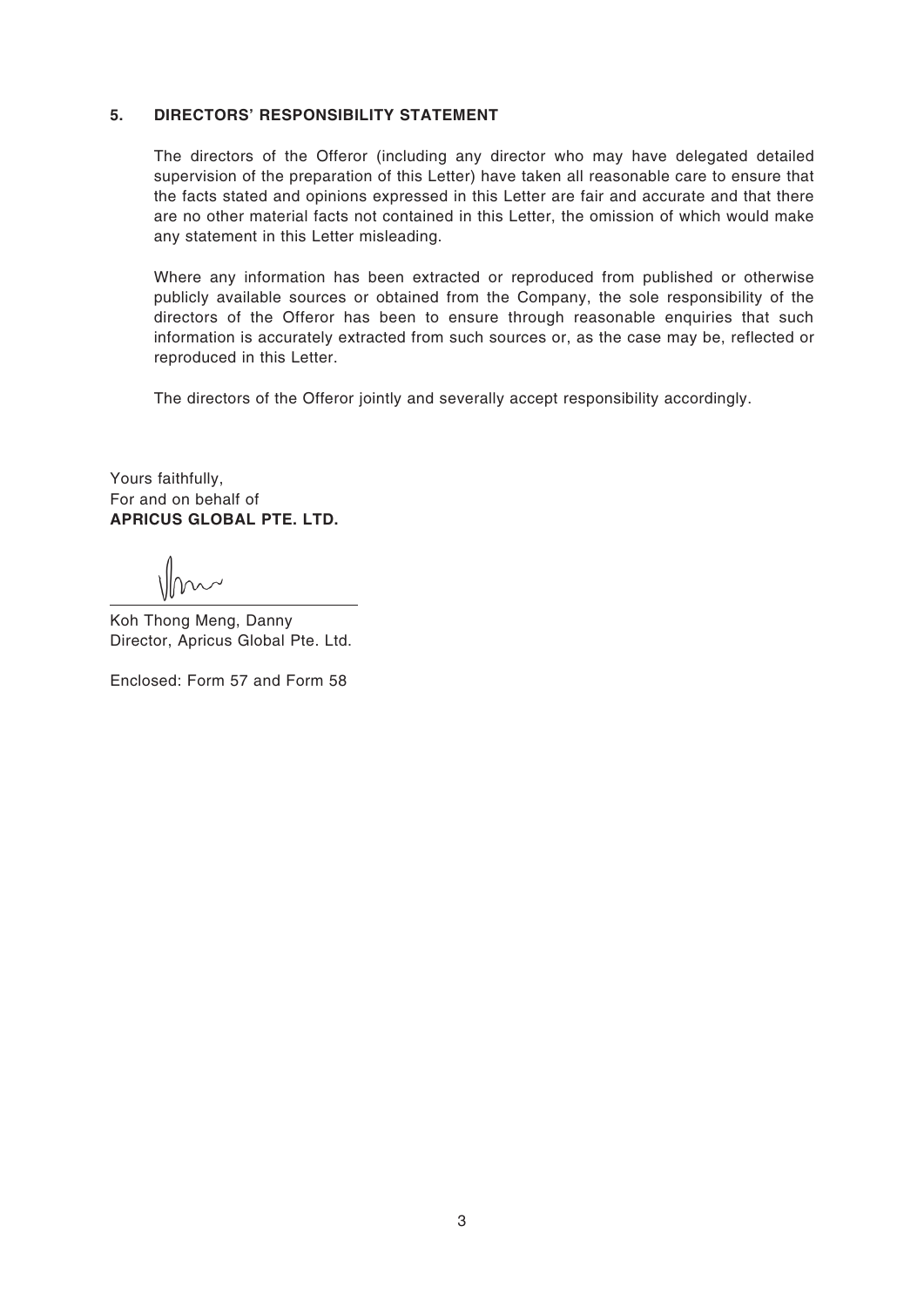## 5. DIRECTORS' RESPONSIBILITY STATEMENT

The directors of the Offeror (including any director who may have delegated detailed supervision of the preparation of this Letter) have taken all reasonable care to ensure that the facts stated and opinions expressed in this Letter are fair and accurate and that there are no other material facts not contained in this Letter, the omission of which would make any statement in this Letter misleading.

Where any information has been extracted or reproduced from published or otherwise publicly available sources or obtained from the Company, the sole responsibility of the directors of the Offeror has been to ensure through reasonable enquiries that such information is accurately extracted from such sources or, as the case may be, reflected or reproduced in this Letter.

The directors of the Offeror jointly and severally accept responsibility accordingly.

Yours faithfully,
For and on behalf of
**APRICUS GLOBAL PTE. LTD.**

Koh Thong Meng, Danny
Director, Apricus Global Pte. Ltd.

Enclosed: Form 57 and Form 58